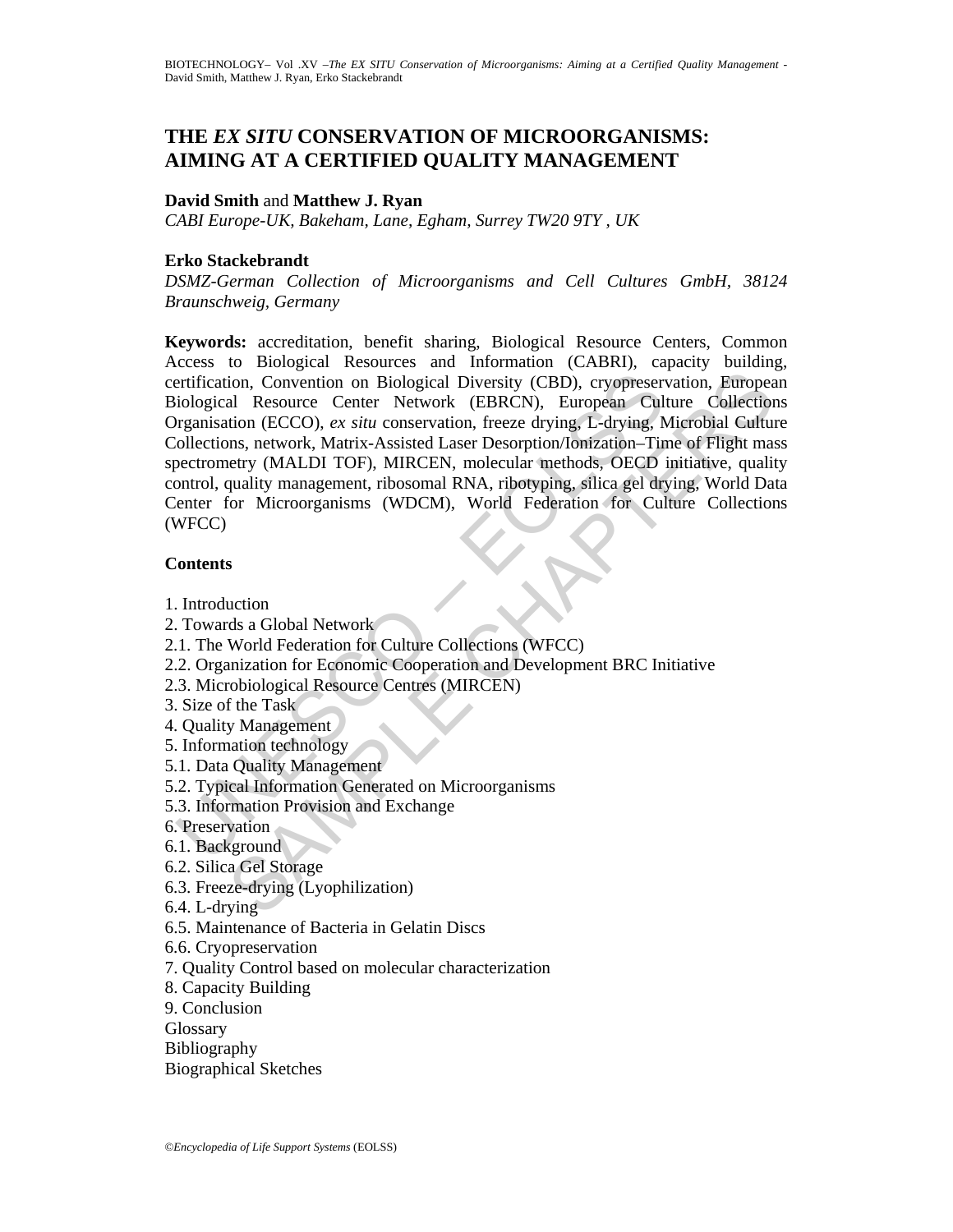# THE *EX SITU* CONSERVATION OF MICROORGANISMS: AIMING AT A CERTIFIED QUALITY MANAGEMENT

**David Smith** and **Matthew J. Ryan**

*CABI Europe-UK, Bakeham, Lane, Egham, Surrey TW20 9TY , UK*

**Erko Stackebrandt**

*DSMZ-German Collection of Microorganisms and Cell Cultures GmbH, 38124 Braunschweig, Germany*

**Keywords:** accreditation, benefit sharing, Biological Resource Centers, Common Access to Biological Resources and Information (CABRI), capacity building, certification, Convention on Biological Diversity (CBD), cryopreservation, European Biological Resource Center Network (EBRCN), European Culture Collections Organisation (ECCO), *ex situ* conservation, freeze drying, L-drying, Microbial Culture Collections, network, Matrix-Assisted Laser Desorption/Ionization–Time of Flight mass spectrometry (MALDI TOF), MIRCEN, molecular methods, OECD initiative, quality control, quality management, ribosomal RNA, ribotyping, silica gel drying, World Data Center for Microorganisms (WDCM), World Federation for Culture Collections (WFCC)

## Contents

1. Introduction
2. Towards a Global Network
2.1. The World Federation for Culture Collections (WFCC)
2.2. Organization for Economic Cooperation and Development BRC Initiative
2.3. Microbiological Resource Centres (MIRCEN)
3. Size of the Task
4. Quality Management
5. Information technology
5.1. Data Quality Management
5.2. Typical Information Generated on Microorganisms
5.3. Information Provision and Exchange
6. Preservation
6.1. Background
6.2. Silica Gel Storage
6.3. Freeze-drying (Lyophilization)
6.4. L-drying
6.5. Maintenance of Bacteria in Gelatin Discs
6.6. Cryopreservation
7. Quality Control based on molecular characterization
8. Capacity Building
9. Conclusion
Glossary
Bibliography
Biographical Sketches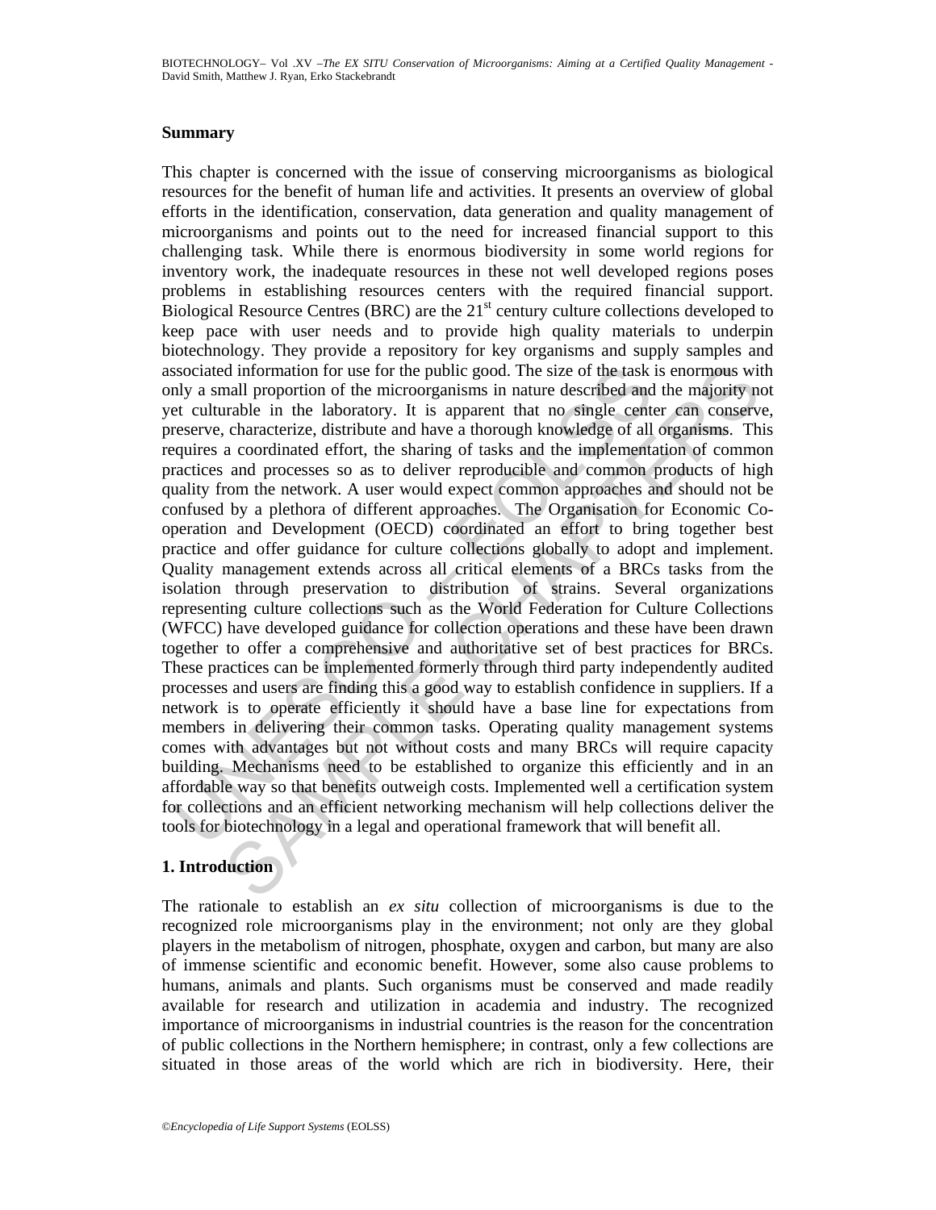## Summary

This chapter is concerned with the issue of conserving microorganisms as biological resources for the benefit of human life and activities. It presents an overview of global efforts in the identification, conservation, data generation and quality management of microorganisms and points out to the need for increased financial support to this challenging task. While there is enormous biodiversity in some world regions for inventory work, the inadequate resources in these not well developed regions poses problems in establishing resources centers with the required financial support. Biological Resource Centres (BRC) are the 21st century culture collections developed to keep pace with user needs and to provide high quality materials to underpin biotechnology. They provide a repository for key organisms and supply samples and associated information for use for the public good. The size of the task is enormous with only a small proportion of the microorganisms in nature described and the majority not yet culturable in the laboratory. It is apparent that no single center can conserve, preserve, characterize, distribute and have a thorough knowledge of all organisms. This requires a coordinated effort, the sharing of tasks and the implementation of common practices and processes so as to deliver reproducible and common products of high quality from the network. A user would expect common approaches and should not be confused by a plethora of different approaches. The Organisation for Economic Co-operation and Development (OECD) coordinated an effort to bring together best practice and offer guidance for culture collections globally to adopt and implement. Quality management extends across all critical elements of a BRCs tasks from the isolation through preservation to distribution of strains. Several organizations representing culture collections such as the World Federation for Culture Collections (WFCC) have developed guidance for collection operations and these have been drawn together to offer a comprehensive and authoritative set of best practices for BRCs. These practices can be implemented formerly through third party independently audited processes and users are finding this a good way to establish confidence in suppliers. If a network is to operate efficiently it should have a base line for expectations from members in delivering their common tasks. Operating quality management systems comes with advantages but not without costs and many BRCs will require capacity building. Mechanisms need to be established to organize this efficiently and in an affordable way so that benefits outweigh costs. Implemented well a certification system for collections and an efficient networking mechanism will help collections deliver the tools for biotechnology in a legal and operational framework that will benefit all.

## 1. Introduction

The rationale to establish an *ex situ* collection of microorganisms is due to the recognized role microorganisms play in the environment; not only are they global players in the metabolism of nitrogen, phosphate, oxygen and carbon, but many are also of immense scientific and economic benefit. However, some also cause problems to humans, animals and plants. Such organisms must be conserved and made readily available for research and utilization in academia and industry. The recognized importance of microorganisms in industrial countries is the reason for the concentration of public collections in the Northern hemisphere; in contrast, only a few collections are situated in those areas of the world which are rich in biodiversity. Here, their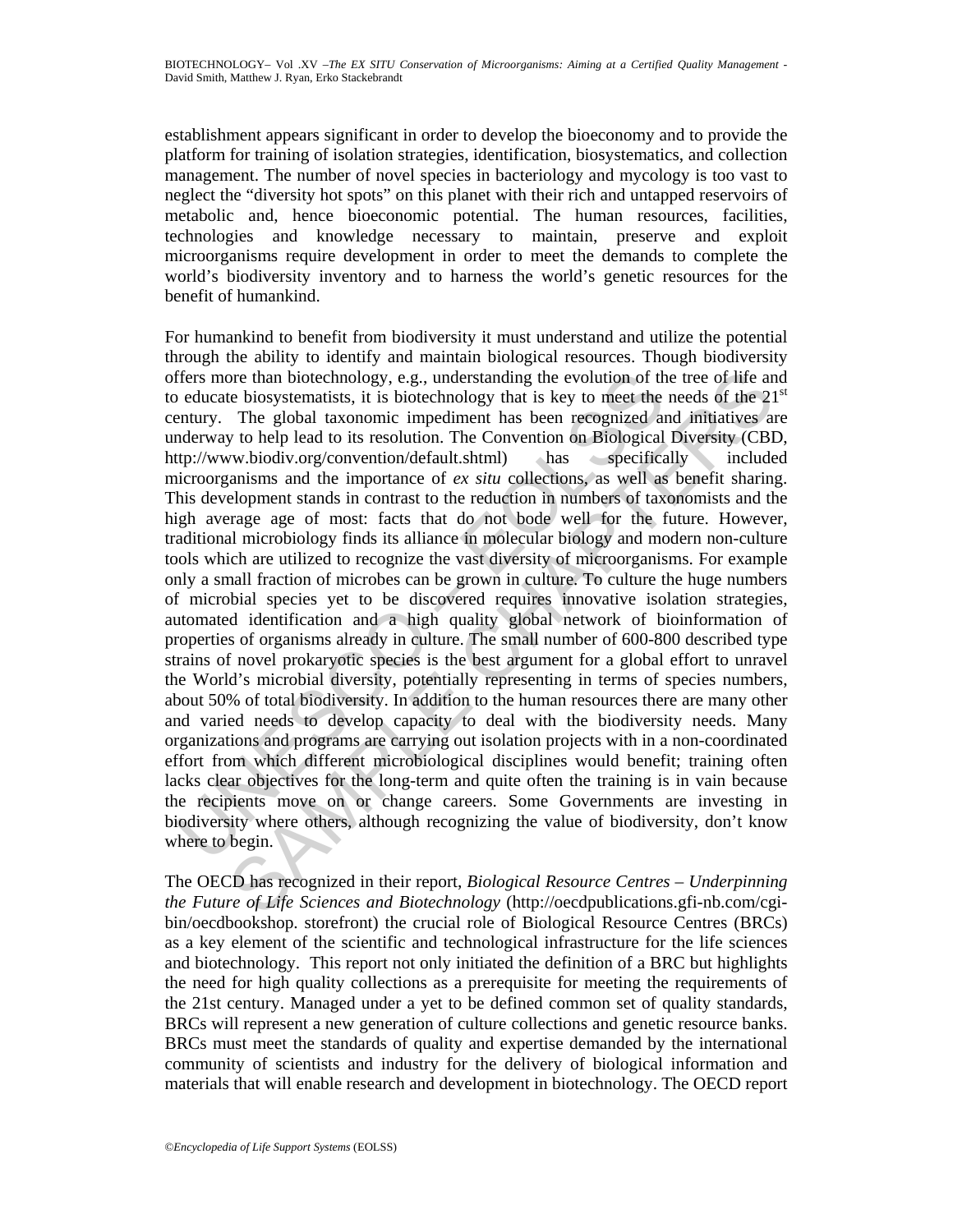establishment appears significant in order to develop the bioeconomy and to provide the platform for training of isolation strategies, identification, biosystematics, and collection management. The number of novel species in bacteriology and mycology is too vast to neglect the "diversity hot spots" on this planet with their rich and untapped reservoirs of metabolic and, hence bioeconomic potential. The human resources, facilities, technologies and knowledge necessary to maintain, preserve and exploit microorganisms require development in order to meet the demands to complete the world's biodiversity inventory and to harness the world's genetic resources for the benefit of humankind.

For humankind to benefit from biodiversity it must understand and utilize the potential through the ability to identify and maintain biological resources. Though biodiversity offers more than biotechnology, e.g., understanding the evolution of the tree of life and to educate biosystematists, it is biotechnology that is key to meet the needs of the 21st century. The global taxonomic impediment has been recognized and initiatives are underway to help lead to its resolution. The Convention on Biological Diversity (CBD, http://www.biodiv.org/convention/default.shtml) has specifically included microorganisms and the importance of *ex situ* collections, as well as benefit sharing. This development stands in contrast to the reduction in numbers of taxonomists and the high average age of most: facts that do not bode well for the future. However, traditional microbiology finds its alliance in molecular biology and modern non-culture tools which are utilized to recognize the vast diversity of microorganisms. For example only a small fraction of microbes can be grown in culture. To culture the huge numbers of microbial species yet to be discovered requires innovative isolation strategies, automated identification and a high quality global network of bioinformation of properties of organisms already in culture. The small number of 600-800 described type strains of novel prokaryotic species is the best argument for a global effort to unravel the World's microbial diversity, potentially representing in terms of species numbers, about 50% of total biodiversity. In addition to the human resources there are many other and varied needs to develop capacity to deal with the biodiversity needs. Many organizations and programs are carrying out isolation projects with in a non-coordinated effort from which different microbiological disciplines would benefit; training often lacks clear objectives for the long-term and quite often the training is in vain because the recipients move on or change careers. Some Governments are investing in biodiversity where others, although recognizing the value of biodiversity, don't know where to begin.

The OECD has recognized in their report, *Biological Resource Centres – Underpinning the Future of Life Sciences and Biotechnology* (http://oecdpublications.gfi-nb.com/cgi-bin/oecdbookshop. storefront) the crucial role of Biological Resource Centres (BRCs) as a key element of the scientific and technological infrastructure for the life sciences and biotechnology. This report not only initiated the definition of a BRC but highlights the need for high quality collections as a prerequisite for meeting the requirements of the 21st century. Managed under a yet to be defined common set of quality standards, BRCs will represent a new generation of culture collections and genetic resource banks. BRCs must meet the standards of quality and expertise demanded by the international community of scientists and industry for the delivery of biological information and materials that will enable research and development in biotechnology. The OECD report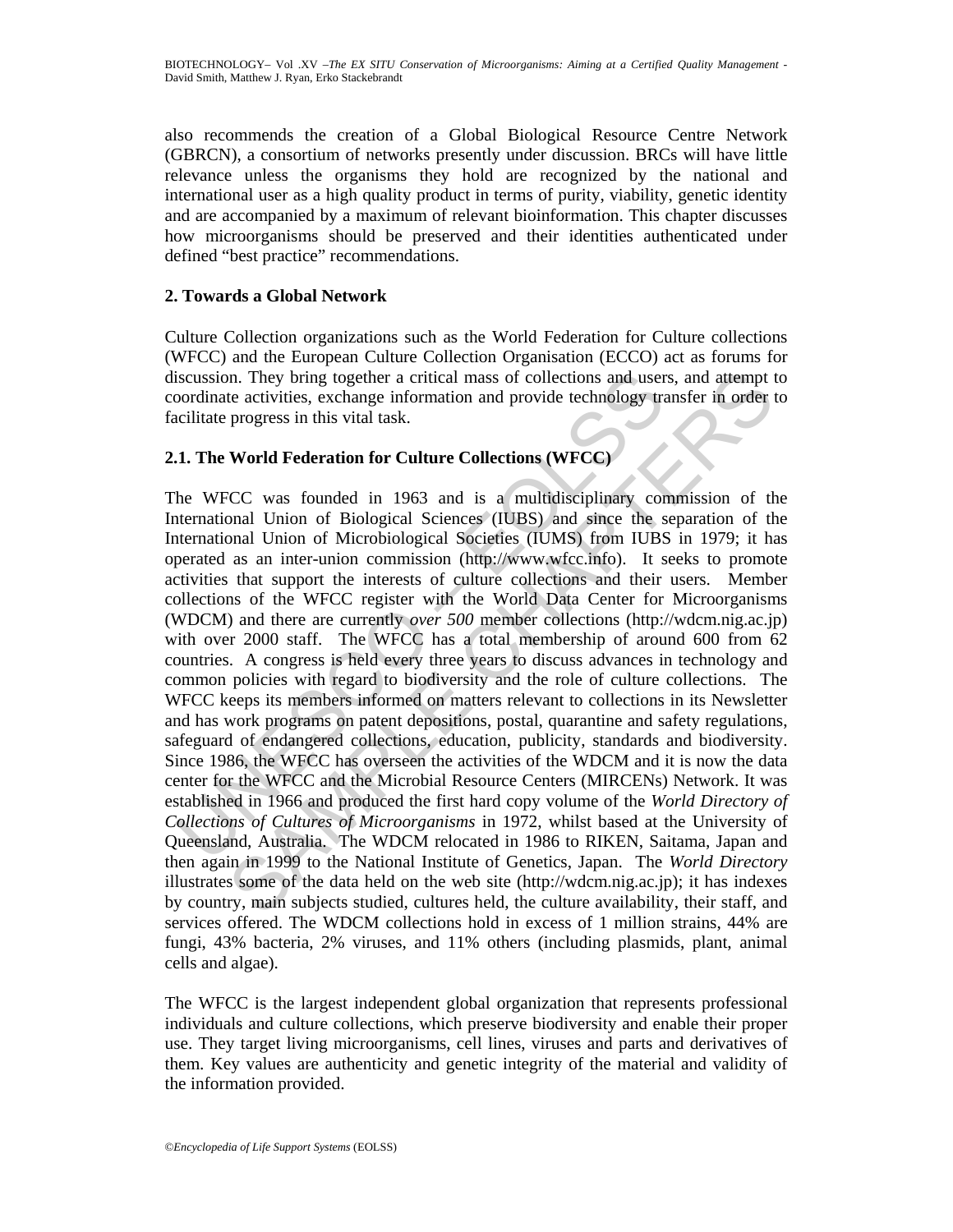also recommends the creation of a Global Biological Resource Centre Network (GBRCN), a consortium of networks presently under discussion. BRCs will have little relevance unless the organisms they hold are recognized by the national and international user as a high quality product in terms of purity, viability, genetic identity and are accompanied by a maximum of relevant bioinformation. This chapter discusses how microorganisms should be preserved and their identities authenticated under defined "best practice" recommendations.

## 2. Towards a Global Network

Culture Collection organizations such as the World Federation for Culture collections (WFCC) and the European Culture Collection Organisation (ECCO) act as forums for discussion. They bring together a critical mass of collections and users, and attempt to coordinate activities, exchange information and provide technology transfer in order to facilitate progress in this vital task.

### 2.1. The World Federation for Culture Collections (WFCC)

The WFCC was founded in 1963 and is a multidisciplinary commission of the International Union of Biological Sciences (IUBS) and since the separation of the International Union of Microbiological Societies (IUMS) from IUBS in 1979; it has operated as an inter-union commission (http://www.wfcc.info). It seeks to promote activities that support the interests of culture collections and their users. Member collections of the WFCC register with the World Data Center for Microorganisms (WDCM) and there are currently *over 500* member collections (http://wdcm.nig.ac.jp) with over 2000 staff. The WFCC has a total membership of around 600 from 62 countries. A congress is held every three years to discuss advances in technology and common policies with regard to biodiversity and the role of culture collections. The WFCC keeps its members informed on matters relevant to collections in its Newsletter and has work programs on patent depositions, postal, quarantine and safety regulations, safeguard of endangered collections, education, publicity, standards and biodiversity. Since 1986, the WFCC has overseen the activities of the WDCM and it is now the data center for the WFCC and the Microbial Resource Centers (MIRCENs) Network. It was established in 1966 and produced the first hard copy volume of the *World Directory of Collections of Cultures of Microorganisms* in 1972, whilst based at the University of Queensland, Australia. The WDCM relocated in 1986 to RIKEN, Saitama, Japan and then again in 1999 to the National Institute of Genetics, Japan. The *World Directory* illustrates some of the data held on the web site (http://wdcm.nig.ac.jp); it has indexes by country, main subjects studied, cultures held, the culture availability, their staff, and services offered. The WDCM collections hold in excess of 1 million strains, 44% are fungi, 43% bacteria, 2% viruses, and 11% others (including plasmids, plant, animal cells and algae).

The WFCC is the largest independent global organization that represents professional individuals and culture collections, which preserve biodiversity and enable their proper use. They target living microorganisms, cell lines, viruses and parts and derivatives of them. Key values are authenticity and genetic integrity of the material and validity of the information provided.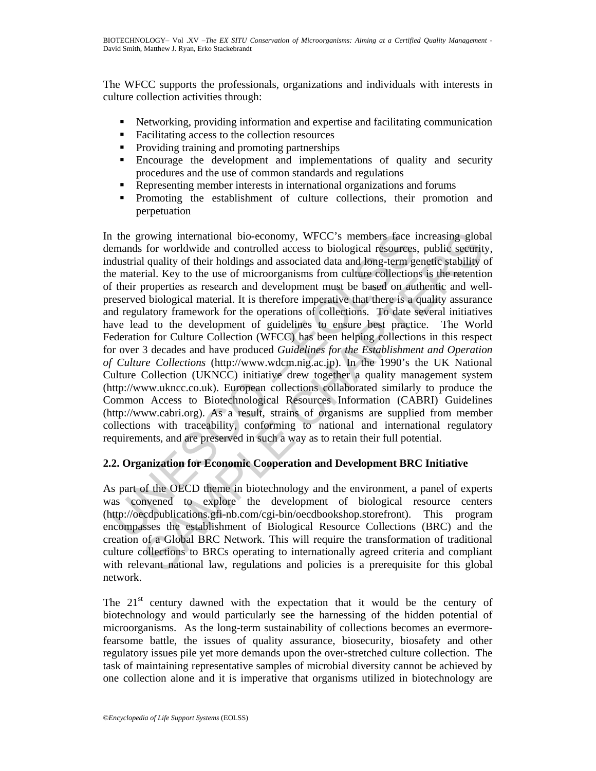The WFCC supports the professionals, organizations and individuals with interests in culture collection activities through:

- Networking, providing information and expertise and facilitating communication
- Facilitating access to the collection resources
- Providing training and promoting partnerships
- Encourage the development and implementations of quality and security procedures and the use of common standards and regulations
- Representing member interests in international organizations and forums
- Promoting the establishment of culture collections, their promotion and perpetuation

In the growing international bio-economy, WFCC's members face increasing global demands for worldwide and controlled access to biological resources, public security, industrial quality of their holdings and associated data and long-term genetic stability of the material. Key to the use of microorganisms from culture collections is the retention of their properties as research and development must be based on authentic and well-preserved biological material. It is therefore imperative that there is a quality assurance and regulatory framework for the operations of collections. To date several initiatives have lead to the development of guidelines to ensure best practice. The World Federation for Culture Collection (WFCC) has been helping collections in this respect for over 3 decades and have produced *Guidelines for the Establishment and Operation of Culture Collections* (http://www.wdcm.nig.ac.jp). In the 1990's the UK National Culture Collection (UKNCC) initiative drew together a quality management system (http://www.ukncc.co.uk). European collections collaborated similarly to produce the Common Access to Biotechnological Resources Information (CABRI) Guidelines (http://www.cabri.org). As a result, strains of organisms are supplied from member collections with traceability, conforming to national and international regulatory requirements, and are preserved in such a way as to retain their full potential.

## 2.2. Organization for Economic Cooperation and Development BRC Initiative

As part of the OECD theme in biotechnology and the environment, a panel of experts was convened to explore the development of biological resource centers (http://oecdpublications.gfi-nb.com/cgi-bin/oecdbookshop.storefront). This program encompasses the establishment of Biological Resource Collections (BRC) and the creation of a Global BRC Network. This will require the transformation of traditional culture collections to BRCs operating to internationally agreed criteria and compliant with relevant national law, regulations and policies is a prerequisite for this global network.

The 21st century dawned with the expectation that it would be the century of biotechnology and would particularly see the harnessing of the hidden potential of microorganisms. As the long-term sustainability of collections becomes an evermore-fearsome battle, the issues of quality assurance, biosecurity, biosafety and other regulatory issues pile yet more demands upon the over-stretched culture collection. The task of maintaining representative samples of microbial diversity cannot be achieved by one collection alone and it is imperative that organisms utilized in biotechnology are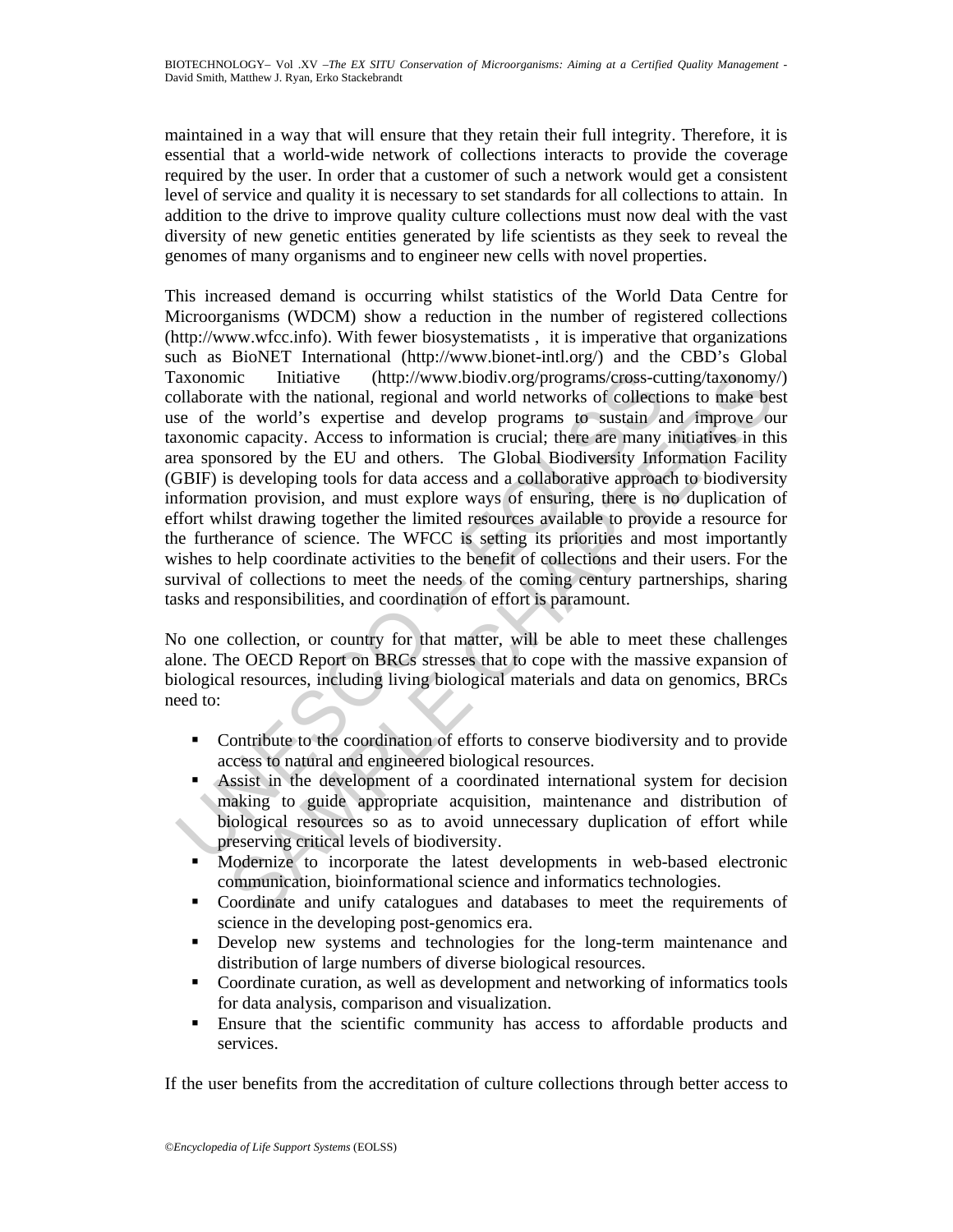maintained in a way that will ensure that they retain their full integrity. Therefore, it is essential that a world-wide network of collections interacts to provide the coverage required by the user. In order that a customer of such a network would get a consistent level of service and quality it is necessary to set standards for all collections to attain. In addition to the drive to improve quality culture collections must now deal with the vast diversity of new genetic entities generated by life scientists as they seek to reveal the genomes of many organisms and to engineer new cells with novel properties.

This increased demand is occurring whilst statistics of the World Data Centre for Microorganisms (WDCM) show a reduction in the number of registered collections (http://www.wfcc.info). With fewer biosystematists , it is imperative that organizations such as BioNET International (http://www.bionet-intl.org/) and the CBD's Global Taxonomic Initiative (http://www.biodiv.org/programs/cross-cutting/taxonomy/) collaborate with the national, regional and world networks of collections to make best use of the world's expertise and develop programs to sustain and improve our taxonomic capacity. Access to information is crucial; there are many initiatives in this area sponsored by the EU and others. The Global Biodiversity Information Facility (GBIF) is developing tools for data access and a collaborative approach to biodiversity information provision, and must explore ways of ensuring, there is no duplication of effort whilst drawing together the limited resources available to provide a resource for the furtherance of science. The WFCC is setting its priorities and most importantly wishes to help coordinate activities to the benefit of collections and their users. For the survival of collections to meet the needs of the coming century partnerships, sharing tasks and responsibilities, and coordination of effort is paramount.

No one collection, or country for that matter, will be able to meet these challenges alone. The OECD Report on BRCs stresses that to cope with the massive expansion of biological resources, including living biological materials and data on genomics, BRCs need to:

- Contribute to the coordination of efforts to conserve biodiversity and to provide access to natural and engineered biological resources.
- Assist in the development of a coordinated international system for decision making to guide appropriate acquisition, maintenance and distribution of biological resources so as to avoid unnecessary duplication of effort while preserving critical levels of biodiversity.
- Modernize to incorporate the latest developments in web-based electronic communication, bioinformational science and informatics technologies.
- Coordinate and unify catalogues and databases to meet the requirements of science in the developing post-genomics era.
- Develop new systems and technologies for the long-term maintenance and distribution of large numbers of diverse biological resources.
- Coordinate curation, as well as development and networking of informatics tools for data analysis, comparison and visualization.
- Ensure that the scientific community has access to affordable products and services.

If the user benefits from the accreditation of culture collections through better access to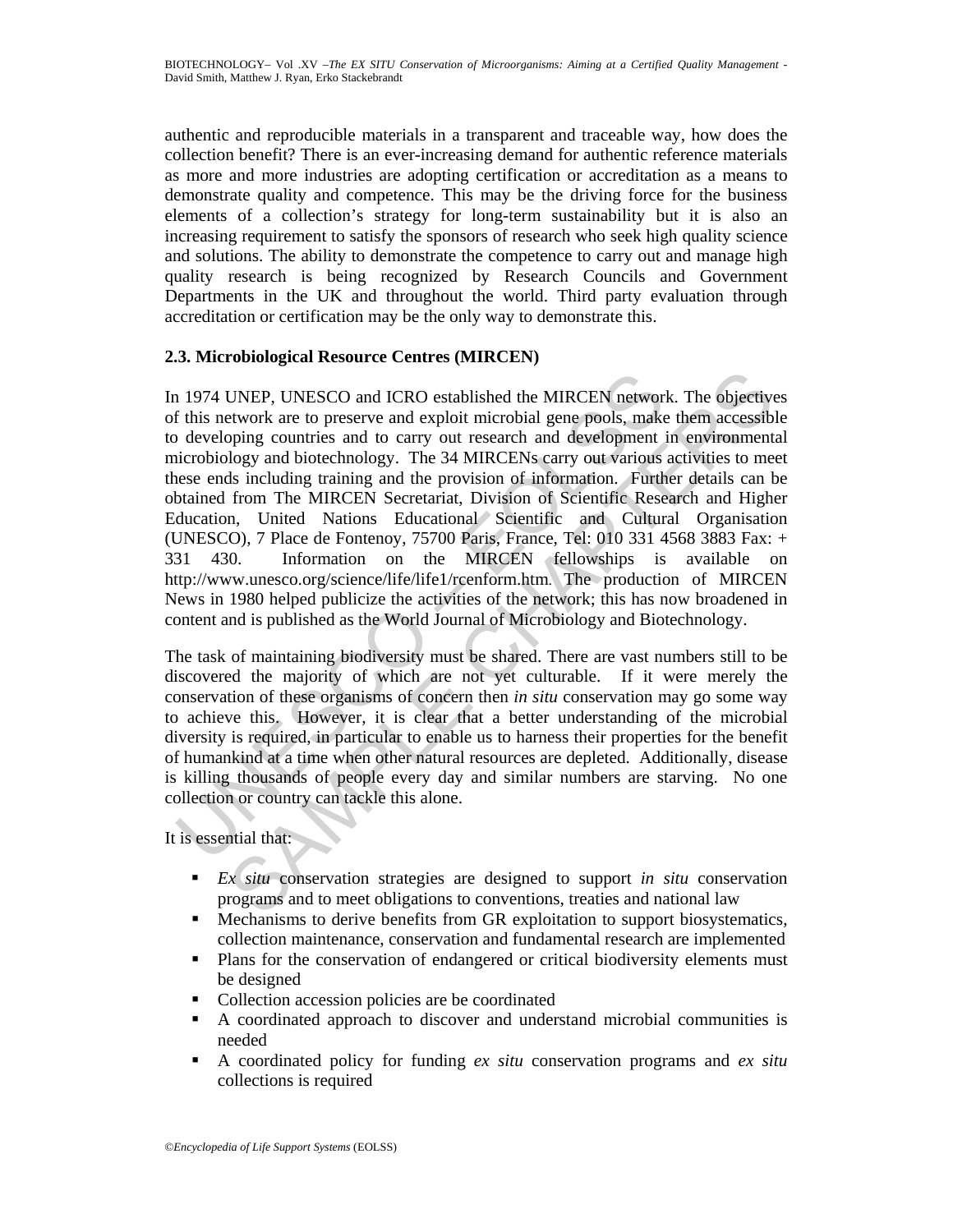authentic and reproducible materials in a transparent and traceable way, how does the collection benefit? There is an ever-increasing demand for authentic reference materials as more and more industries are adopting certification or accreditation as a means to demonstrate quality and competence. This may be the driving force for the business elements of a collection's strategy for long-term sustainability but it is also an increasing requirement to satisfy the sponsors of research who seek high quality science and solutions. The ability to demonstrate the competence to carry out and manage high quality research is being recognized by Research Councils and Government Departments in the UK and throughout the world. Third party evaluation through accreditation or certification may be the only way to demonstrate this.

### 2.3. Microbiological Resource Centres (MIRCEN)

In 1974 UNEP, UNESCO and ICRO established the MIRCEN network. The objectives of this network are to preserve and exploit microbial gene pools, make them accessible to developing countries and to carry out research and development in environmental microbiology and biotechnology. The 34 MIRCENs carry out various activities to meet these ends including training and the provision of information. Further details can be obtained from The MIRCEN Secretariat, Division of Scientific Research and Higher Education, United Nations Educational Scientific and Cultural Organisation (UNESCO), 7 Place de Fontenoy, 75700 Paris, France, Tel: 010 331 4568 3883 Fax: + 331 430. Information on the MIRCEN fellowships is available on http://www.unesco.org/science/life/life1/rcenform.htm. The production of MIRCEN News in 1980 helped publicize the activities of the network; this has now broadened in content and is published as the World Journal of Microbiology and Biotechnology.

The task of maintaining biodiversity must be shared. There are vast numbers still to be discovered the majority of which are not yet culturable. If it were merely the conservation of these organisms of concern then *in situ* conservation may go some way to achieve this. However, it is clear that a better understanding of the microbial diversity is required, in particular to enable us to harness their properties for the benefit of humankind at a time when other natural resources are depleted. Additionally, disease is killing thousands of people every day and similar numbers are starving. No one collection or country can tackle this alone.

It is essential that:

- *Ex situ* conservation strategies are designed to support *in situ* conservation programs and to meet obligations to conventions, treaties and national law
- Mechanisms to derive benefits from GR exploitation to support biosystematics, collection maintenance, conservation and fundamental research are implemented
- Plans for the conservation of endangered or critical biodiversity elements must be designed
- Collection accession policies are be coordinated
- A coordinated approach to discover and understand microbial communities is needed
- A coordinated policy for funding *ex situ* conservation programs and *ex situ* collections is required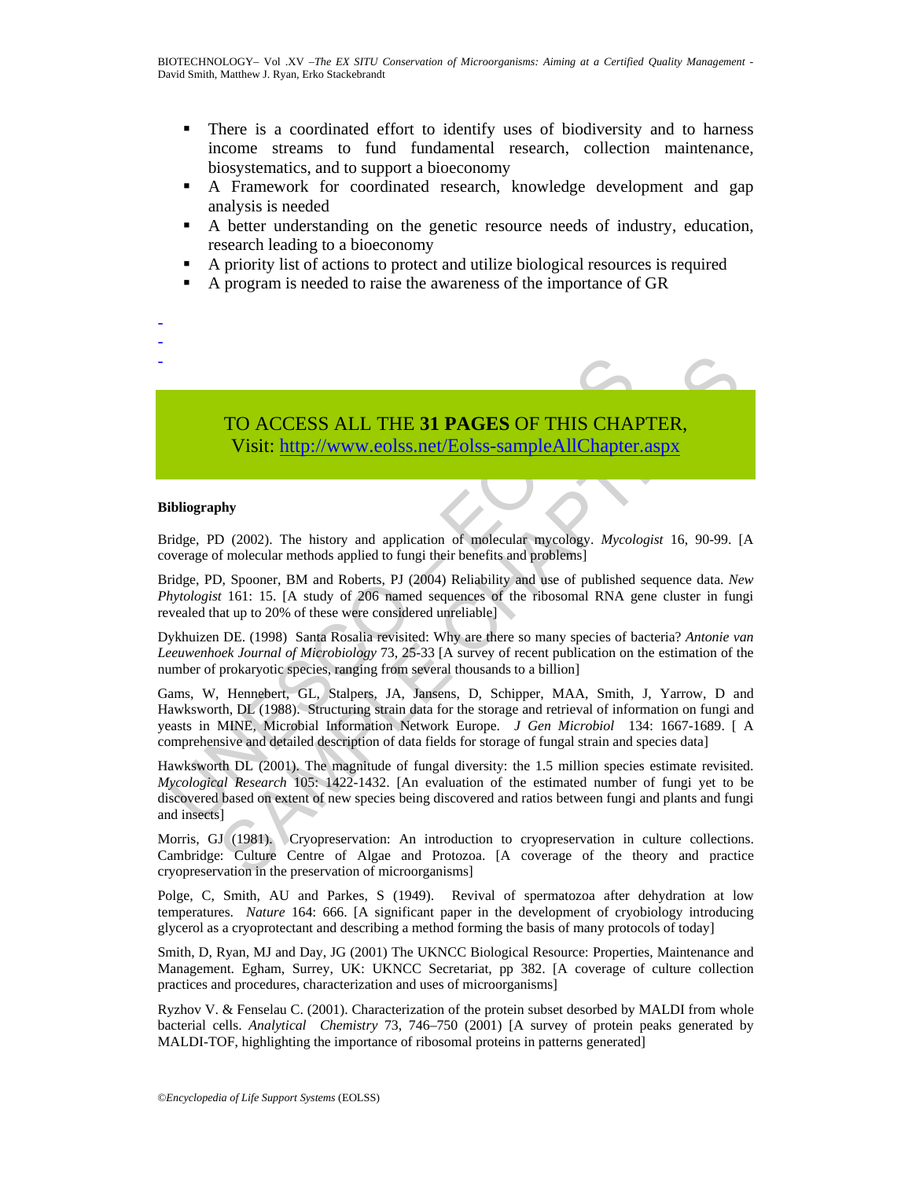- There is a coordinated effort to identify uses of biodiversity and to harness income streams to fund fundamental research, collection maintenance, biosystematics, and to support a bioeconomy
- A Framework for coordinated research, knowledge development and gap analysis is needed
- A better understanding on the genetic resource needs of industry, education, research leading to a bioeconomy
- A priority list of actions to protect and utilize biological resources is required
- A program is needed to raise the awareness of the importance of GR

-
-
-

TO ACCESS ALL THE **31 PAGES** OF THIS CHAPTER,
Visit: http://www.eolss.net/Eolss-sampleAllChapter.aspx

**Bibliography**

Bridge, PD (2002). The history and application of molecular mycology. *Mycologist* 16, 90-99. [A coverage of molecular methods applied to fungi their benefits and problems]

Bridge, PD, Spooner, BM and Roberts, PJ (2004) Reliability and use of published sequence data. *New Phytologist* 161: 15. [A study of 206 named sequences of the ribosomal RNA gene cluster in fungi revealed that up to 20% of these were considered unreliable]

Dykhuizen DE. (1998) Santa Rosalia revisited: Why are there so many species of bacteria? *Antonie van Leeuwenhoek Journal of Microbiology* 73, 25-33 [A survey of recent publication on the estimation of the number of prokaryotic species, ranging from several thousands to a billion]

Gams, W, Hennebert, GL, Stalpers, JA, Jansens, D, Schipper, MAA, Smith, J, Yarrow, D and Hawksworth, DL (1988). Structuring strain data for the storage and retrieval of information on fungi and yeasts in MINE, Microbial Information Network Europe. *J Gen Microbiol* 134: 1667-1689. [ A comprehensive and detailed description of data fields for storage of fungal strain and species data]

Hawksworth DL (2001). The magnitude of fungal diversity: the 1.5 million species estimate revisited. *Mycological Research* 105: 1422-1432. [An evaluation of the estimated number of fungi yet to be discovered based on extent of new species being discovered and ratios between fungi and plants and fungi and insects]

Morris, GJ (1981). Cryopreservation: An introduction to cryopreservation in culture collections. Cambridge: Culture Centre of Algae and Protozoa. [A coverage of the theory and practice cryopreservation in the preservation of microorganisms]

Polge, C, Smith, AU and Parkes, S (1949). Revival of spermatozoa after dehydration at low temperatures. *Nature* 164: 666. [A significant paper in the development of cryobiology introducing glycerol as a cryoprotectant and describing a method forming the basis of many protocols of today]

Smith, D, Ryan, MJ and Day, JG (2001) The UKNCC Biological Resource: Properties, Maintenance and Management. Egham, Surrey, UK: UKNCC Secretariat, pp 382. [A coverage of culture collection practices and procedures, characterization and uses of microorganisms]

Ryzhov V. & Fenselau C. (2001). Characterization of the protein subset desorbed by MALDI from whole bacterial cells. *Analytical Chemistry* 73, 746–750 (2001) [A survey of protein peaks generated by MALDI-TOF, highlighting the importance of ribosomal proteins in patterns generated]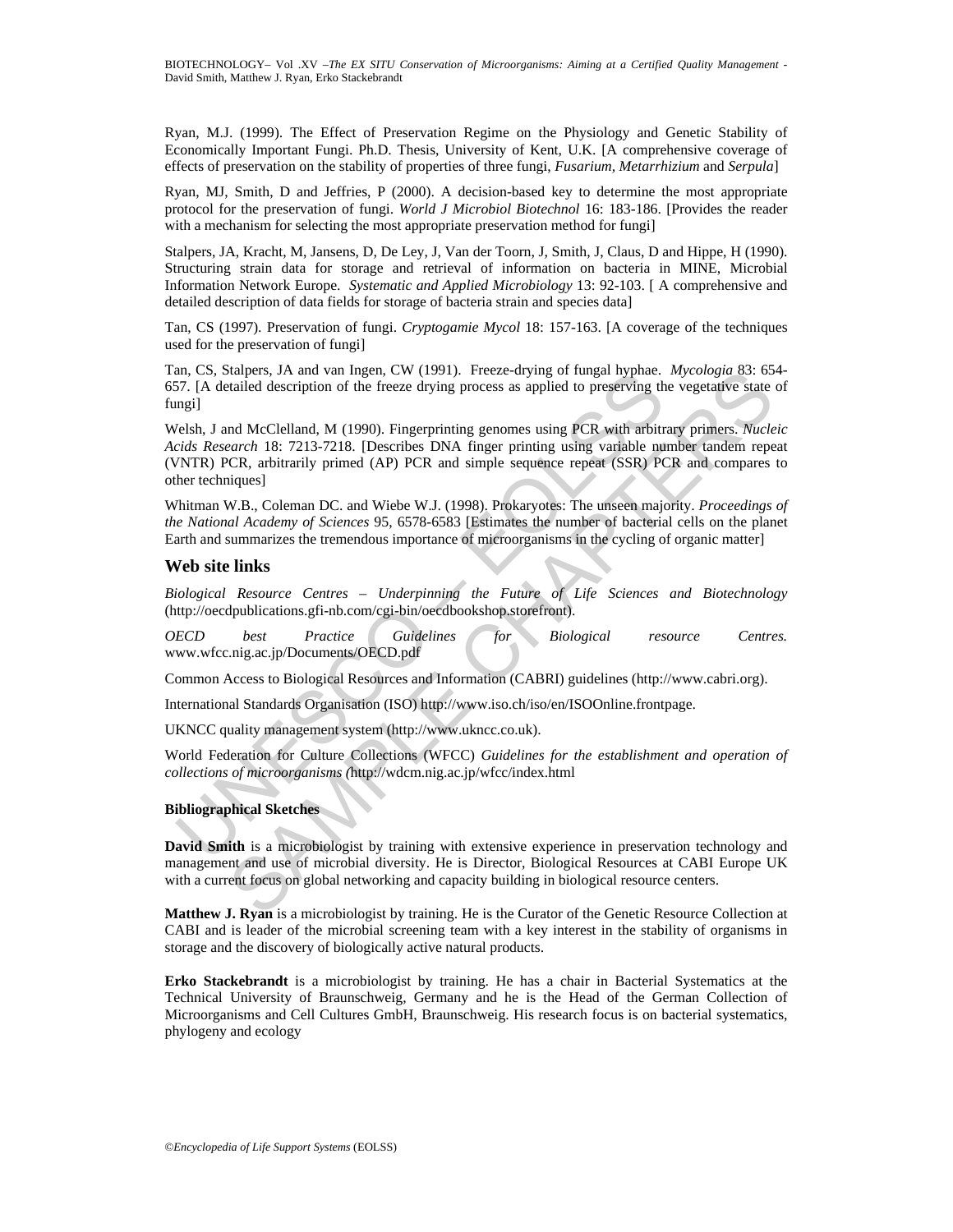Ryan, M.J. (1999). The Effect of Preservation Regime on the Physiology and Genetic Stability of Economically Important Fungi. Ph.D. Thesis, University of Kent, U.K. [A comprehensive coverage of effects of preservation on the stability of properties of three fungi, *Fusarium, Metarrhizium* and *Serpula*]

Ryan, MJ, Smith, D and Jeffries, P (2000). A decision-based key to determine the most appropriate protocol for the preservation of fungi. *World J Microbiol Biotechnol* 16: 183-186. [Provides the reader with a mechanism for selecting the most appropriate preservation method for fungi]

Stalpers, JA, Kracht, M, Jansens, D, De Ley, J, Van der Toorn, J, Smith, J, Claus, D and Hippe, H (1990). Structuring strain data for storage and retrieval of information on bacteria in MINE, Microbial Information Network Europe. *Systematic and Applied Microbiology* 13: 92-103. [ A comprehensive and detailed description of data fields for storage of bacteria strain and species data]

Tan, CS (1997). Preservation of fungi. *Cryptogamie Mycol* 18: 157-163. [A coverage of the techniques used for the preservation of fungi]

Tan, CS, Stalpers, JA and van Ingen, CW (1991). Freeze-drying of fungal hyphae. *Mycologia* 83: 654-657. [A detailed description of the freeze drying process as applied to preserving the vegetative state of fungi]

Welsh, J and McClelland, M (1990). Fingerprinting genomes using PCR with arbitrary primers. *Nucleic Acids Research* 18: 7213-7218. [Describes DNA finger printing using variable number tandem repeat (VNTR) PCR, arbitrarily primed (AP) PCR and simple sequence repeat (SSR) PCR and compares to other techniques]

Whitman W.B., Coleman DC. and Wiebe W.J. (1998). Prokaryotes: The unseen majority. *Proceedings of the National Academy of Sciences* 95, 6578-6583 [Estimates the number of bacterial cells on the planet Earth and summarizes the tremendous importance of microorganisms in the cycling of organic matter]

## Web site links

*Biological Resource Centres – Underpinning the Future of Life Sciences and Biotechnology* (http://oecdpublications.gfi-nb.com/cgi-bin/oecdbookshop.storefront).

*OECD best Practice Guidelines for Biological resource Centres.* www.wfcc.nig.ac.jp/Documents/OECD.pdf

Common Access to Biological Resources and Information (CABRI) guidelines (http://www.cabri.org).

International Standards Organisation (ISO) http://www.iso.ch/iso/en/ISOOnline.frontpage.

UKNCC quality management system (http://www.ukncc.co.uk).

World Federation for Culture Collections (WFCC) *Guidelines for the establishment and operation of collections of microorganisms (*http://wdcm.nig.ac.jp/wfcc/index.html

**Bibliographical Sketches**

**David Smith** is a microbiologist by training with extensive experience in preservation technology and management and use of microbial diversity. He is Director, Biological Resources at CABI Europe UK with a current focus on global networking and capacity building in biological resource centers.

**Matthew J. Ryan** is a microbiologist by training. He is the Curator of the Genetic Resource Collection at CABI and is leader of the microbial screening team with a key interest in the stability of organisms in storage and the discovery of biologically active natural products.

**Erko Stackebrandt** is a microbiologist by training. He has a chair in Bacterial Systematics at the Technical University of Braunschweig, Germany and he is the Head of the German Collection of Microorganisms and Cell Cultures GmbH, Braunschweig. His research focus is on bacterial systematics, phylogeny and ecology